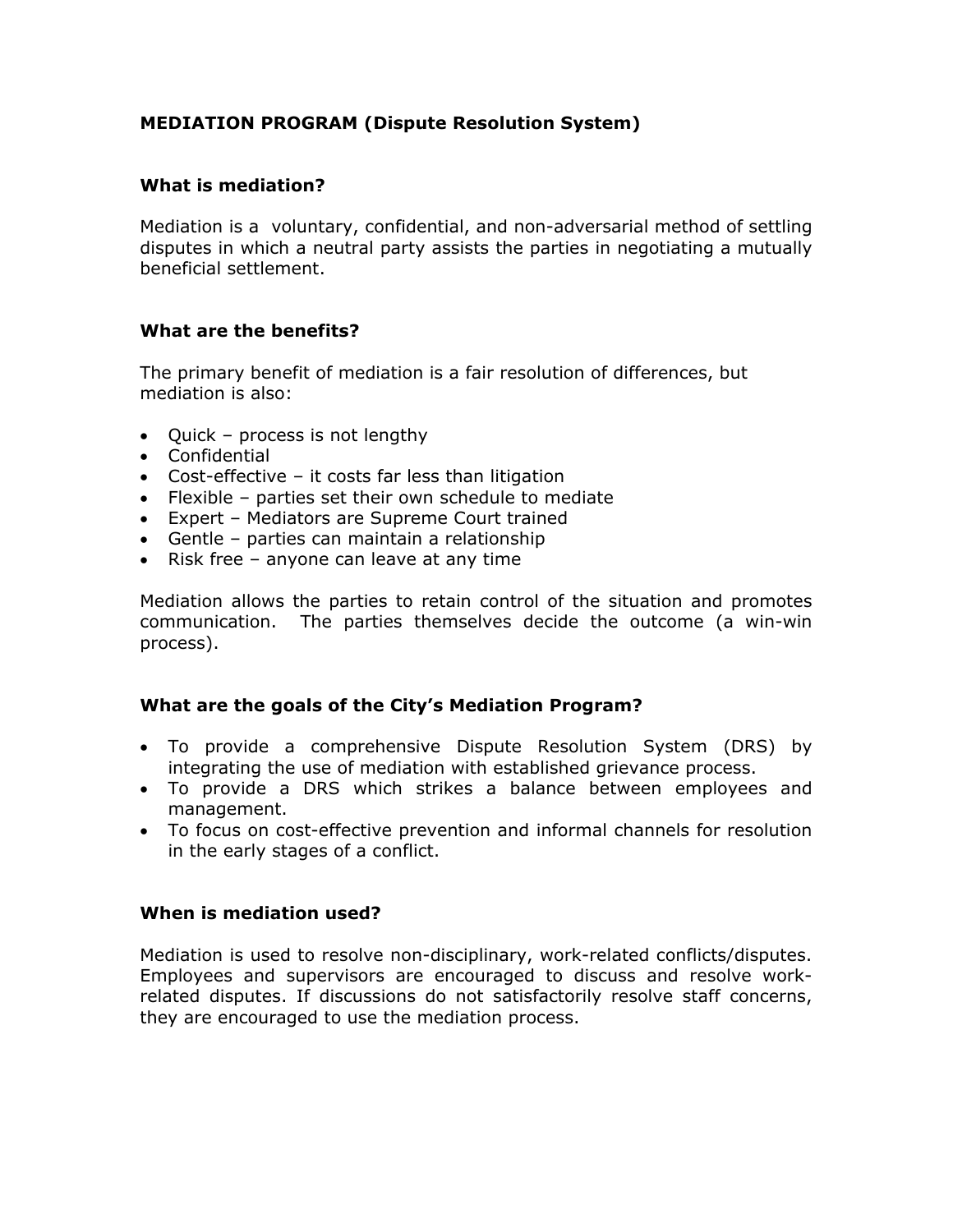## MEDIATION PROGRAM (Dispute Resolution System)

### What is mediation?

Mediation is a voluntary, confidential, and non-adversarial method of settling disputes in which a neutral party assists the parties in negotiating a mutually beneficial settlement.

### What are the benefits?

The primary benefit of mediation is a fair resolution of differences, but mediation is also:

- Quick – process is not lengthy
- Confidential
- Cost-effective – it costs far less than litigation
- Flexible – parties set their own schedule to mediate
- Expert – Mediators are Supreme Court trained
- Gentle – parties can maintain a relationship
- Risk free – anyone can leave at any time

Mediation allows the parties to retain control of the situation and promotes communication. The parties themselves decide the outcome (a win-win process).

### What are the goals of the City's Mediation Program?

- To provide a comprehensive Dispute Resolution System (DRS) by integrating the use of mediation with established grievance process.
- To provide a DRS which strikes a balance between employees and management.
- To focus on cost-effective prevention and informal channels for resolution in the early stages of a conflict.

### When is mediation used?

Mediation is used to resolve non-disciplinary, work-related conflicts/disputes. Employees and supervisors are encouraged to discuss and resolve work-related disputes. If discussions do not satisfactorily resolve staff concerns, they are encouraged to use the mediation process.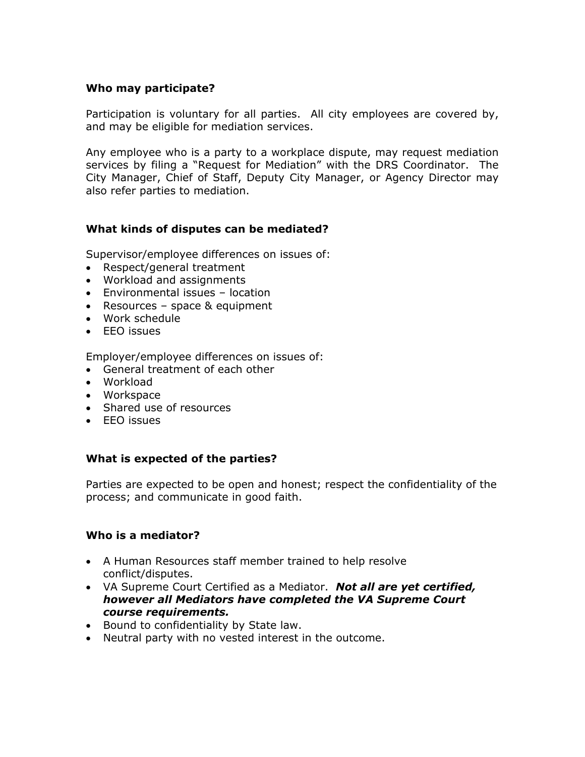**Who may participate?**

Participation is voluntary for all parties. All city employees are covered by, and may be eligible for mediation services.

Any employee who is a party to a workplace dispute, may request mediation services by filing a "Request for Mediation" with the DRS Coordinator. The City Manager, Chief of Staff, Deputy City Manager, or Agency Director may also refer parties to mediation.

**What kinds of disputes can be mediated?**

Supervisor/employee differences on issues of:

- Respect/general treatment
- Workload and assignments
- Environmental issues – location
- Resources – space & equipment
- Work schedule
- EEO issues

Employer/employee differences on issues of:

- General treatment of each other
- Workload
- Workspace
- Shared use of resources
- EEO issues

**What is expected of the parties?**

Parties are expected to be open and honest; respect the confidentiality of the process; and communicate in good faith.

**Who is a mediator?**

- A Human Resources staff member trained to help resolve conflict/disputes.
- VA Supreme Court Certified as a Mediator. ***Not all are yet certified, however all Mediators have completed the VA Supreme Court course requirements.***
- Bound to confidentiality by State law.
- Neutral party with no vested interest in the outcome.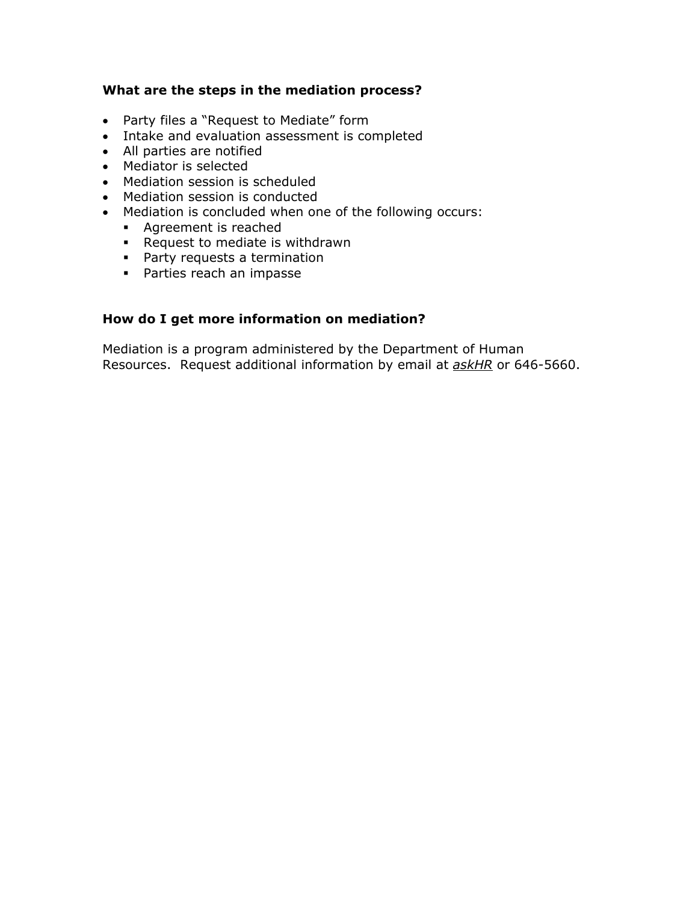### What are the steps in the mediation process?

- Party files a "Request to Mediate" form
- Intake and evaluation assessment is completed
- All parties are notified
- Mediator is selected
- Mediation session is scheduled
- Mediation session is conducted
- Mediation is concluded when one of the following occurs:
  - Agreement is reached
  - Request to mediate is withdrawn
  - Party requests a termination
  - Parties reach an impasse

### How do I get more information on mediation?

Mediation is a program administered by the Department of Human Resources. Request additional information by email at *askHR* or 646-5660.